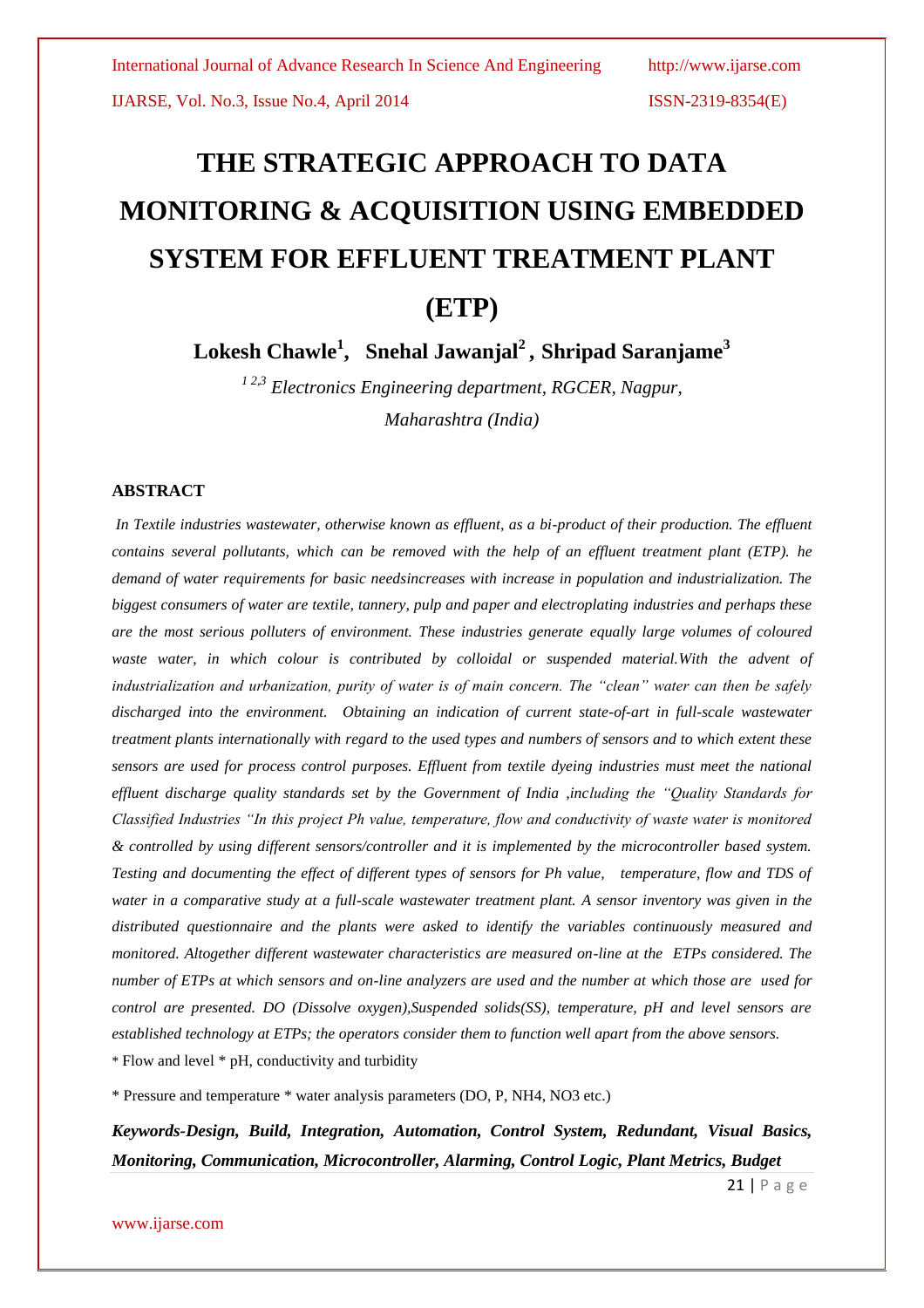# THE STRATEGIC APPROACH TO DATA MONITORING & ACQUISITION USING EMBEDDED SYSTEM FOR EFFLUENT TREATMENT PLANT (ETP)

**Lokesh Chawle[1], Snehal Jawanjal[2], Shripad Saranjame[3]**

*[1 2,3] Electronics Engineering department, RGCER, Nagpur, Maharashtra (India)*

## ABSTRACT

*In Textile industries wastewater, otherwise known as effluent, as a bi-product of their production. The effluent contains several pollutants, which can be removed with the help of an effluent treatment plant (ETP). he demand of water requirements for basic needsincreases with increase in population and industrialization. The biggest consumers of water are textile, tannery, pulp and paper and electroplating industries and perhaps these are the most serious polluters of environment. These industries generate equally large volumes of coloured waste water, in which colour is contributed by colloidal or suspended material.With the advent of industrialization and urbanization, purity of water is of main concern. The "clean" water can then be safely discharged into the environment. Obtaining an indication of current state-of-art in full-scale wastewater treatment plants internationally with regard to the used types and numbers of sensors and to which extent these sensors are used for process control purposes. Effluent from textile dyeing industries must meet the national effluent discharge quality standards set by the Government of India ,including the "Quality Standards for Classified Industries "In this project Ph value, temperature, flow and conductivity of waste water is monitored & controlled by using different sensors/controller and it is implemented by the microcontroller based system. Testing and documenting the effect of different types of sensors for Ph value, temperature, flow and TDS of water in a comparative study at a full-scale wastewater treatment plant. A sensor inventory was given in the distributed questionnaire and the plants were asked to identify the variables continuously measured and monitored. Altogether different wastewater characteristics are measured on-line at the ETPs considered. The number of ETPs at which sensors and on-line analyzers are used and the number at which those are used for control are presented. DO (Dissolve oxygen),Suspended solids(SS), temperature, pH and level sensors are established technology at ETPs; the operators consider them to function well apart from the above sensors.*

* Flow and level * pH, conductivity and turbidity

* Pressure and temperature * water analysis parameters (DO, P, NH4, NO3 etc.)

***Keywords-Design, Build, Integration, Automation, Control System, Redundant, Visual Basics, Monitoring, Communication, Microcontroller, Alarming, Control Logic, Plant Metrics, Budget***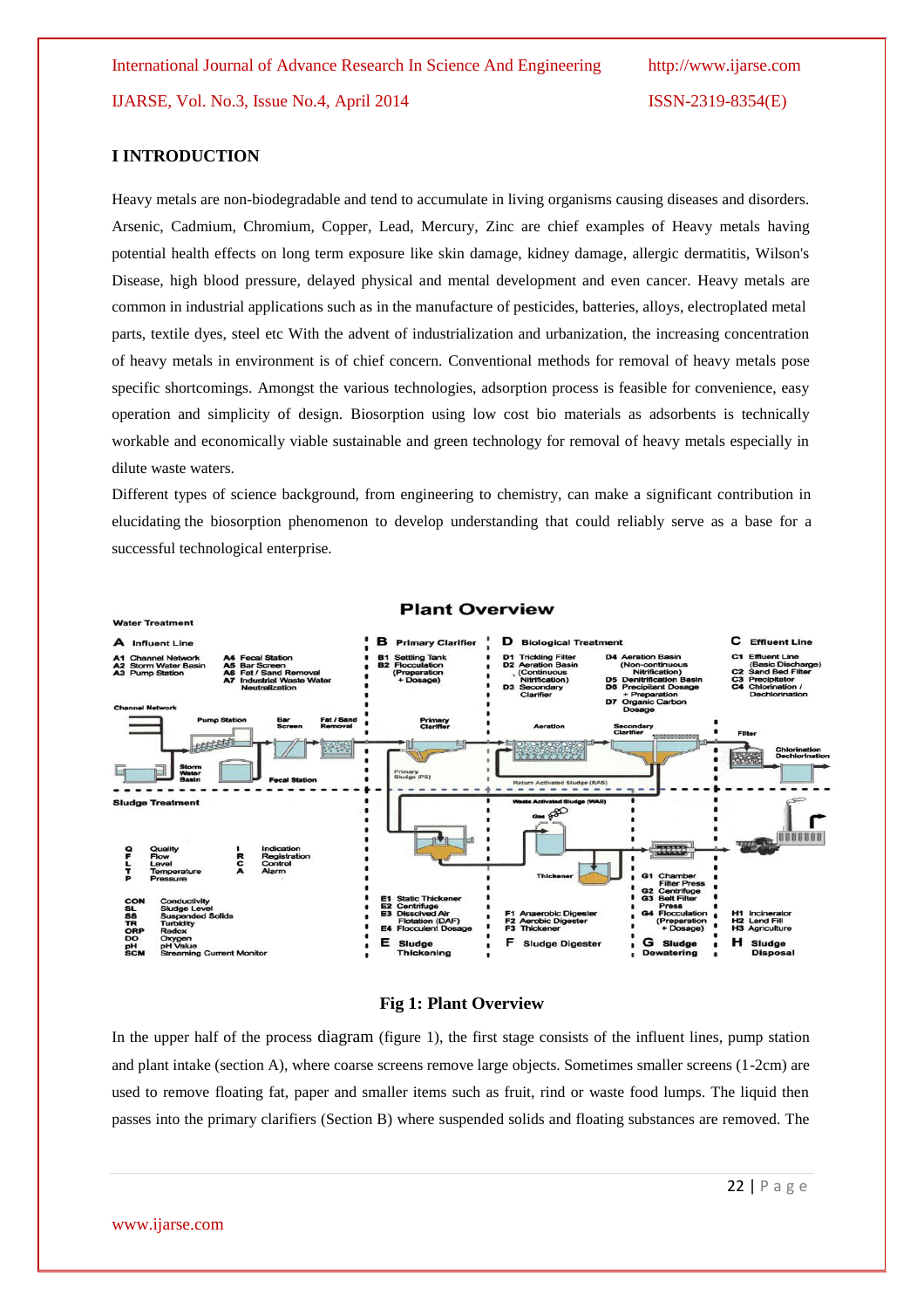## I INTRODUCTION

Heavy metals are non-biodegradable and tend to accumulate in living organisms causing diseases and disorders. Arsenic, Cadmium, Chromium, Copper, Lead, Mercury, Zinc are chief examples of Heavy metals having potential health effects on long term exposure like skin damage, kidney damage, allergic dermatitis, Wilson's Disease, high blood pressure, delayed physical and mental development and even cancer. Heavy metals are common in industrial applications such as in the manufacture of pesticides, batteries, alloys, electroplated metal parts, textile dyes, steel etc With the advent of industrialization and urbanization, the increasing concentration of heavy metals in environment is of chief concern. Conventional methods for removal of heavy metals pose specific shortcomings. Amongst the various technologies, adsorption process is feasible for convenience, easy operation and simplicity of design. Biosorption using low cost bio materials as adsorbents is technically workable and economically viable sustainable and green technology for removal of heavy metals especially in dilute waste waters.

Different types of science background, from engineering to chemistry, can make a significant contribution in elucidating the biosorption phenomenon to develop understanding that could reliably serve as a base for a successful technological enterprise.

**Fig 1: Plant Overview**

In the upper half of the process diagram (figure 1), the first stage consists of the influent lines, pump station and plant intake (section A), where coarse screens remove large objects. Sometimes smaller screens (1-2cm) are used to remove floating fat, paper and smaller items such as fruit, rind or waste food lumps. The liquid then passes into the primary clarifiers (Section B) where suspended solids and floating substances are removed. The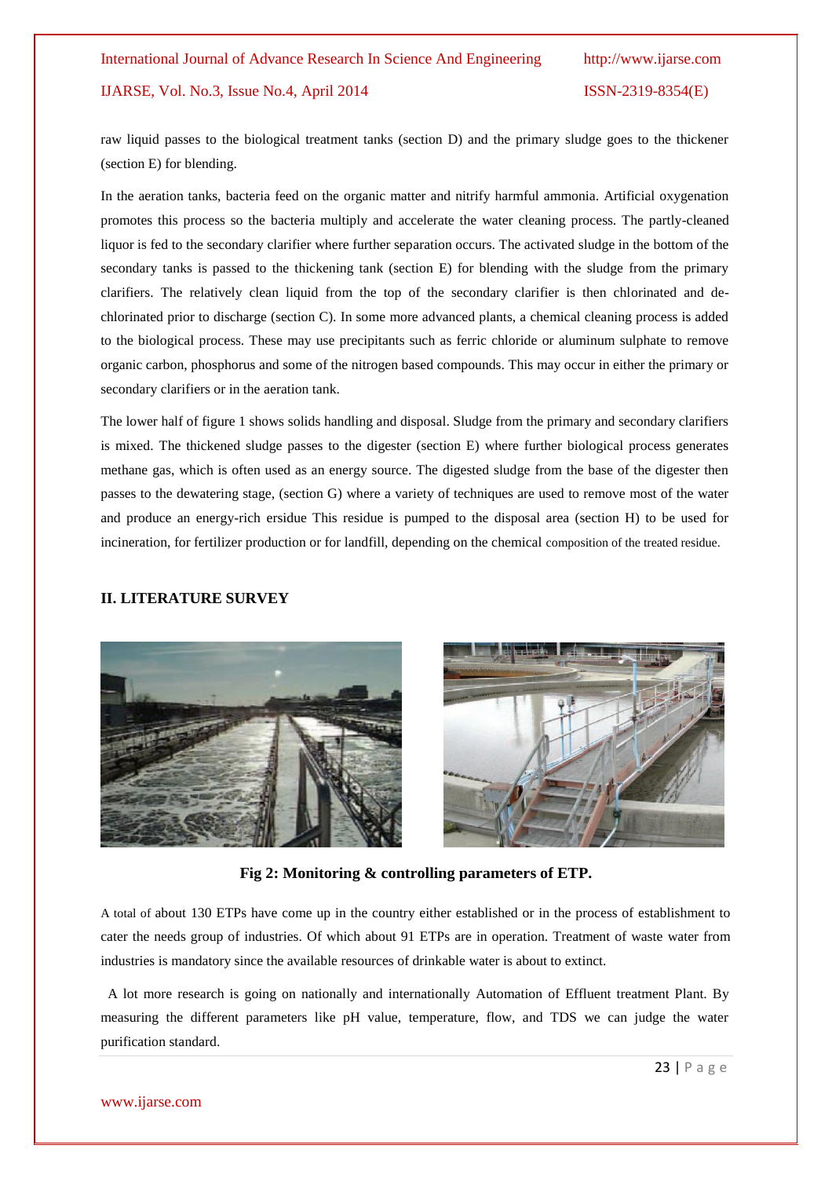raw liquid passes to the biological treatment tanks (section D) and the primary sludge goes to the thickener (section E) for blending.

In the aeration tanks, bacteria feed on the organic matter and nitrify harmful ammonia. Artificial oxygenation promotes this process so the bacteria multiply and accelerate the water cleaning process. The partly-cleaned liquor is fed to the secondary clarifier where further separation occurs. The activated sludge in the bottom of the secondary tanks is passed to the thickening tank (section E) for blending with the sludge from the primary clarifiers. The relatively clean liquid from the top of the secondary clarifier is then chlorinated and de-chlorinated prior to discharge (section C). In some more advanced plants, a chemical cleaning process is added to the biological process. These may use precipitants such as ferric chloride or aluminum sulphate to remove organic carbon, phosphorus and some of the nitrogen based compounds. This may occur in either the primary or secondary clarifiers or in the aeration tank.

The lower half of figure 1 shows solids handling and disposal. Sludge from the primary and secondary clarifiers is mixed. The thickened sludge passes to the digester (section E) where further biological process generates methane gas, which is often used as an energy source. The digested sludge from the base of the digester then passes to the dewatering stage, (section G) where a variety of techniques are used to remove most of the water and produce an energy-rich ersidue This residue is pumped to the disposal area (section H) to be used for incineration, for fertilizer production or for landfill, depending on the chemical composition of the treated residue.

## II. LITERATURE SURVEY

**Fig 2: Monitoring & controlling parameters of ETP.**

A total of about 130 ETPs have come up in the country either established or in the process of establishment to cater the needs group of industries. Of which about 91 ETPs are in operation. Treatment of waste water from industries is mandatory since the available resources of drinkable water is about to extinct.

A lot more research is going on nationally and internationally Automation of Effluent treatment Plant. By measuring the different parameters like pH value, temperature, flow, and TDS we can judge the water purification standard.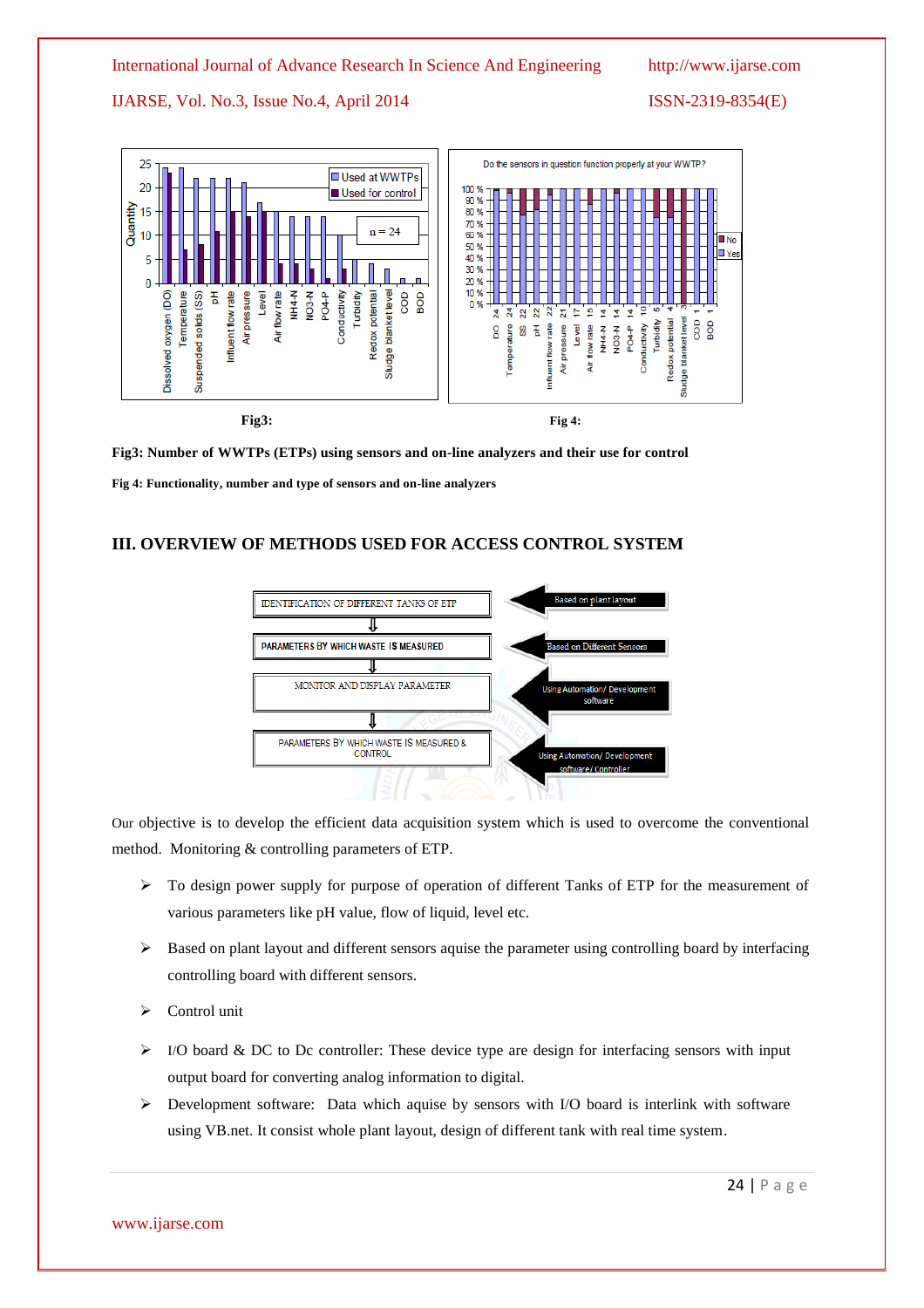Fig3:

Fig 4:

**Fig3: Number of WWTPs (ETPs) using sensors and on-line analyzers and their use for control**

**Fig 4: Functionality, number and type of sensors and on-line analyzers**

## III. OVERVIEW OF METHODS USED FOR ACCESS CONTROL SYSTEM

Our objective is to develop the efficient data acquisition system which is used to overcome the conventional method. Monitoring & controlling parameters of ETP.

- To design power supply for purpose of operation of different Tanks of ETP for the measurement of various parameters like pH value, flow of liquid, level etc.
- Based on plant layout and different sensors aquise the parameter using controlling board by interfacing controlling board with different sensors.
- Control unit
- I/O board & DC to Dc controller: These device type are design for interfacing sensors with input output board for converting analog information to digital.
- Development software: Data which aquise by sensors with I/O board is interlink with software using VB.net. It consist whole plant layout, design of different tank with real time system.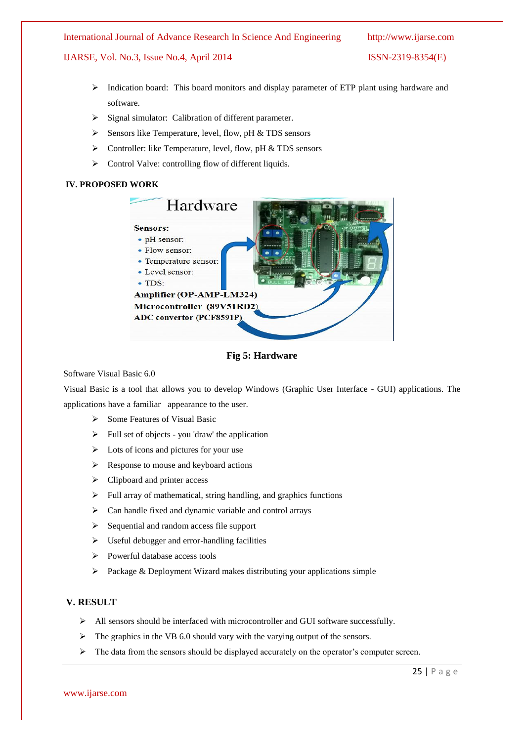- Indication board: This board monitors and display parameter of ETP plant using hardware and software.
- Signal simulator: Calibration of different parameter.
- Sensors like Temperature, level, flow, pH & TDS sensors
- Controller: like Temperature, level, flow, pH & TDS sensors
- Control Valve: controlling flow of different liquids.

## IV. PROPOSED WORK

Hardware

**Sensors:**

- pH sensor:
- Flow sensor:
- Temperature sensor:
- Level sensor:
- TDS:

**Amplifier (OP-AMP-LM324)**
**Microcontroller (89V51RD2)**
**ADC convertor (PCF8591P)**

**Fig 5: Hardware**

Software Visual Basic 6.0

Visual Basic is a tool that allows you to develop Windows (Graphic User Interface - GUI) applications. The applications have a familiar appearance to the user.

- Some Features of Visual Basic
- Full set of objects - you 'draw' the application
- Lots of icons and pictures for your use
- Response to mouse and keyboard actions
- Clipboard and printer access
- Full array of mathematical, string handling, and graphics functions
- Can handle fixed and dynamic variable and control arrays
- Sequential and random access file support
- Useful debugger and error-handling facilities
- Powerful database access tools
- Package & Deployment Wizard makes distributing your applications simple

## V. RESULT

- All sensors should be interfaced with microcontroller and GUI software successfully.
- The graphics in the VB 6.0 should vary with the varying output of the sensors.
- The data from the sensors should be displayed accurately on the operator's computer screen.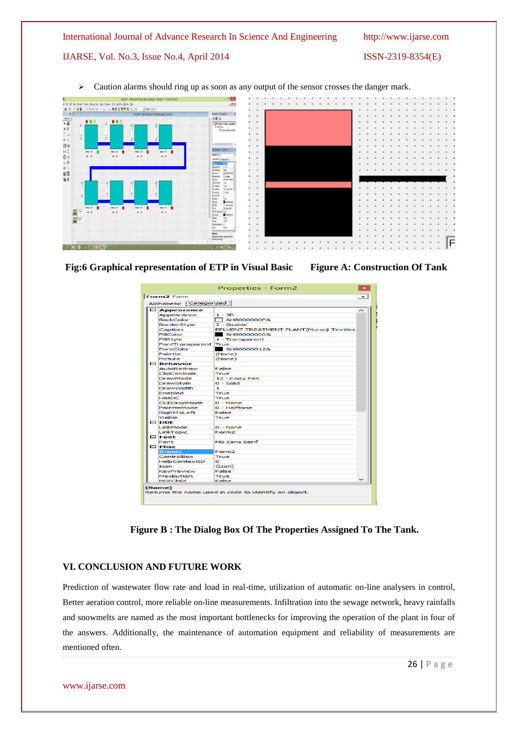- Caution alarms should ring up as soon as any output of the sensor crosses the danger mark.

**Fig:6 Graphical representation of ETP in Visual Basic**

**Figure A: Construction Of Tank**

**Figure B : The Dialog Box Of The Properties Assigned To The Tank.**

## VI. CONCLUSION AND FUTURE WORK

Prediction of wastewater flow rate and load in real-time, utilization of automatic on-line analysers in control, Better aeration control, more reliable on-line measurements. Infiltration into the sewage network, heavy rainfalls and snowmelts are named as the most important bottlenecks for improving the operation of the plant in four of the answers. Additionally, the maintenance of automation equipment and reliability of measurements are mentioned often.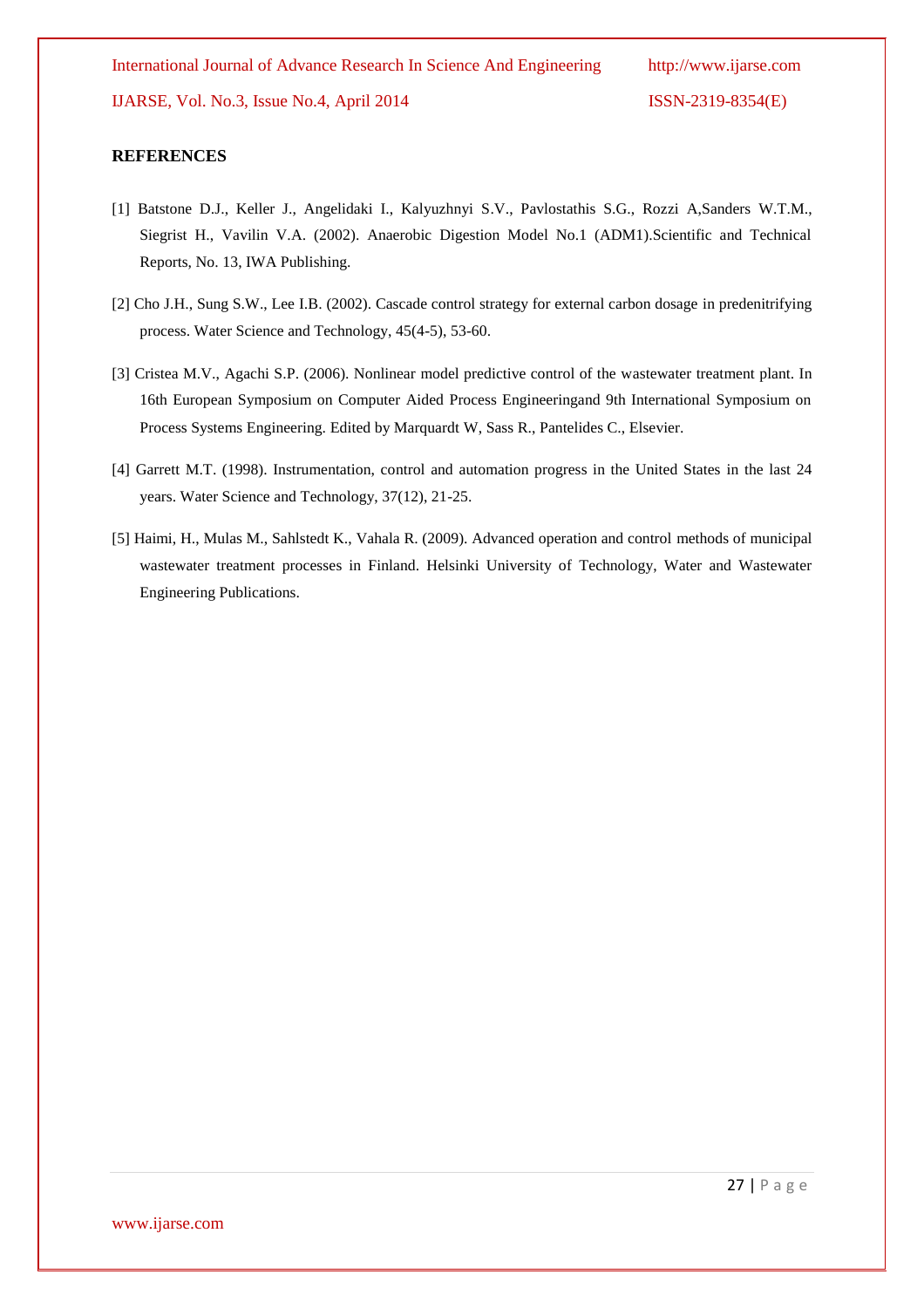## REFERENCES

[1] Batstone D.J., Keller J., Angelidaki I., Kalyuzhnyi S.V., Pavlostathis S.G., Rozzi A,Sanders W.T.M., Siegrist H., Vavilin V.A. (2002). Anaerobic Digestion Model No.1 (ADM1).Scientific and Technical Reports, No. 13, IWA Publishing.

[2] Cho J.H., Sung S.W., Lee I.B. (2002). Cascade control strategy for external carbon dosage in predenitrifying process. Water Science and Technology, 45(4-5), 53-60.

[3] Cristea M.V., Agachi S.P. (2006). Nonlinear model predictive control of the wastewater treatment plant. In 16th European Symposium on Computer Aided Process Engineeringand 9th International Symposium on Process Systems Engineering. Edited by Marquardt W, Sass R., Pantelides C., Elsevier.

[4] Garrett M.T. (1998). Instrumentation, control and automation progress in the United States in the last 24 years. Water Science and Technology, 37(12), 21-25.

[5] Haimi, H., Mulas M., Sahlstedt K., Vahala R. (2009). Advanced operation and control methods of municipal wastewater treatment processes in Finland. Helsinki University of Technology, Water and Wastewater Engineering Publications.